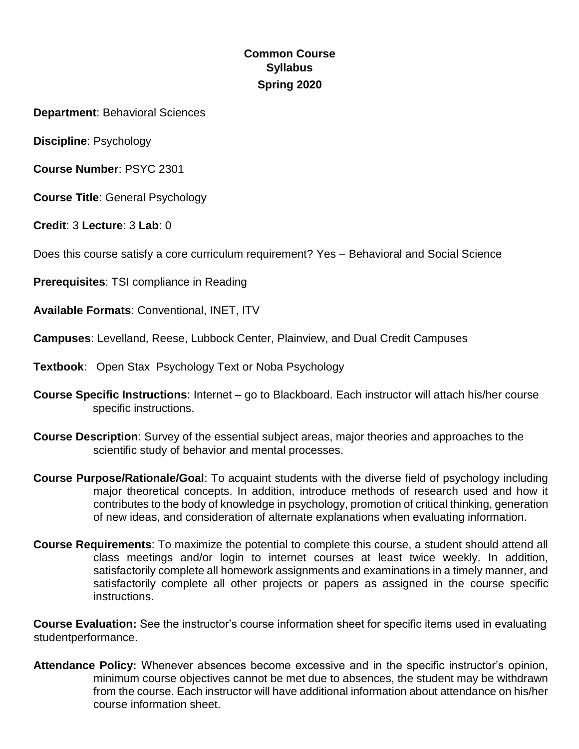# Common Course Syllabus
## Spring 2020

**Department**: Behavioral Sciences

**Discipline**: Psychology

**Course Number**: PSYC 2301

**Course Title**: General Psychology

**Credit**: 3 **Lecture**: 3 **Lab**: 0

Does this course satisfy a core curriculum requirement? Yes – Behavioral and Social Science

**Prerequisites**: TSI compliance in Reading

**Available Formats**: Conventional, INET, ITV

**Campuses**: Levelland, Reese, Lubbock Center, Plainview, and Dual Credit Campuses

**Textbook**: Open Stax Psychology Text or Noba Psychology

**Course Specific Instructions**: Internet – go to Blackboard. Each instructor will attach his/her course specific instructions.

**Course Description**: Survey of the essential subject areas, major theories and approaches to the scientific study of behavior and mental processes.

**Course Purpose/Rationale/Goal**: To acquaint students with the diverse field of psychology including major theoretical concepts. In addition, introduce methods of research used and how it contributes to the body of knowledge in psychology, promotion of critical thinking, generation of new ideas, and consideration of alternate explanations when evaluating information.

**Course Requirements**: To maximize the potential to complete this course, a student should attend all class meetings and/or login to internet courses at least twice weekly. In addition, satisfactorily complete all homework assignments and examinations in a timely manner, and satisfactorily complete all other projects or papers as assigned in the course specific instructions.

**Course Evaluation:** See the instructor's course information sheet for specific items used in evaluating studentperformance.

**Attendance Policy:** Whenever absences become excessive and in the specific instructor's opinion, minimum course objectives cannot be met due to absences, the student may be withdrawn from the course. Each instructor will have additional information about attendance on his/her course information sheet.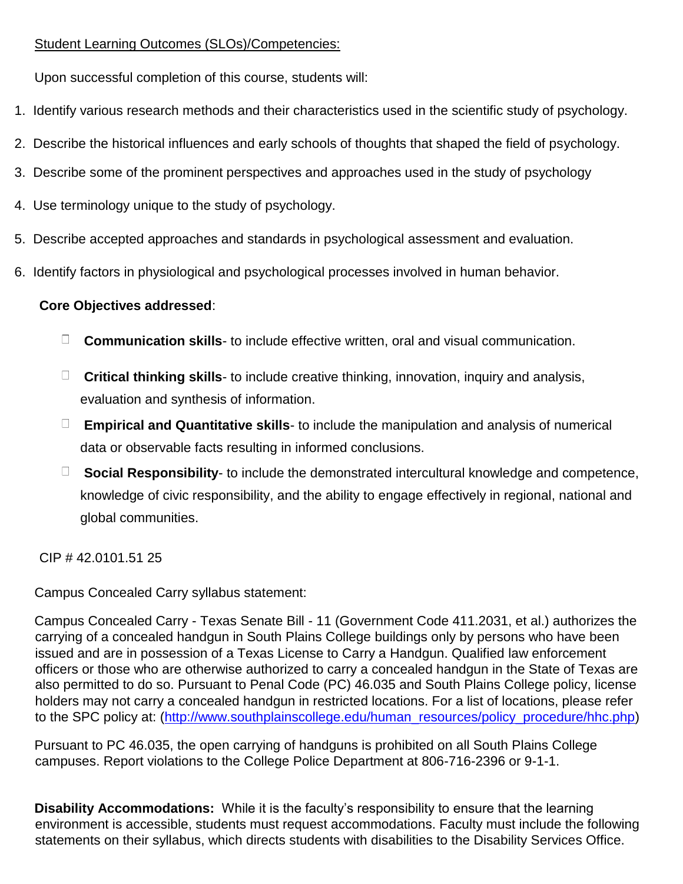Student Learning Outcomes (SLOs)/Competencies:

Upon successful completion of this course, students will:

1. Identify various research methods and their characteristics used in the scientific study of psychology.
2. Describe the historical influences and early schools of thoughts that shaped the field of psychology.
3. Describe some of the prominent perspectives and approaches used in the study of psychology
4. Use terminology unique to the study of psychology.
5. Describe accepted approaches and standards in psychological assessment and evaluation.
6. Identify factors in physiological and psychological processes involved in human behavior.

**Core Objectives addressed**:

- **Communication skills**- to include effective written, oral and visual communication.
- **Critical thinking skills**- to include creative thinking, innovation, inquiry and analysis, evaluation and synthesis of information.
- **Empirical and Quantitative skills**- to include the manipulation and analysis of numerical data or observable facts resulting in informed conclusions.
- **Social Responsibility**- to include the demonstrated intercultural knowledge and competence, knowledge of civic responsibility, and the ability to engage effectively in regional, national and global communities.

CIP # 42.0101.51 25

Campus Concealed Carry syllabus statement:

Campus Concealed Carry - Texas Senate Bill - 11 (Government Code 411.2031, et al.) authorizes the carrying of a concealed handgun in South Plains College buildings only by persons who have been issued and are in possession of a Texas License to Carry a Handgun. Qualified law enforcement officers or those who are otherwise authorized to carry a concealed handgun in the State of Texas are also permitted to do so. Pursuant to Penal Code (PC) 46.035 and South Plains College policy, license holders may not carry a concealed handgun in restricted locations. For a list of locations, please refer to the SPC policy at: (http://www.southplainscollege.edu/human_resources/policy_procedure/hhc.php)

Pursuant to PC 46.035, the open carrying of handguns is prohibited on all South Plains College campuses. Report violations to the College Police Department at 806-716-2396 or 9-1-1.

**Disability Accommodations:** While it is the faculty's responsibility to ensure that the learning environment is accessible, students must request accommodations. Faculty must include the following statements on their syllabus, which directs students with disabilities to the Disability Services Office.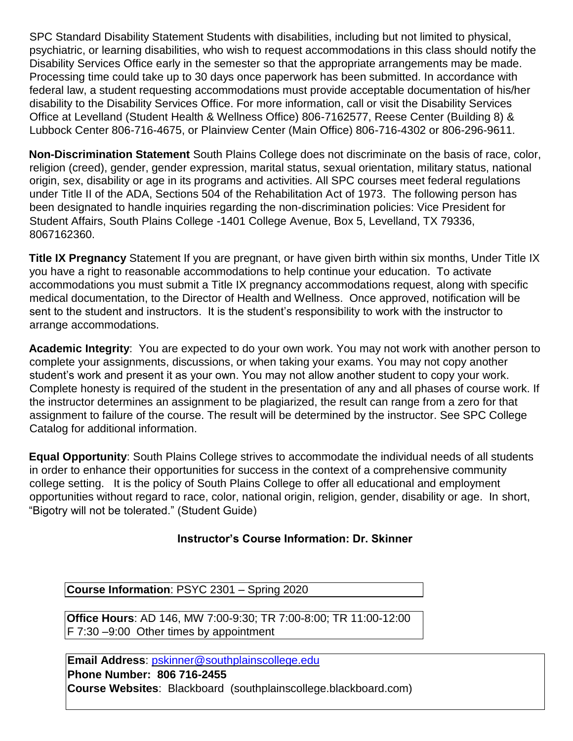SPC Standard Disability Statement Students with disabilities, including but not limited to physical, psychiatric, or learning disabilities, who wish to request accommodations in this class should notify the Disability Services Office early in the semester so that the appropriate arrangements may be made. Processing time could take up to 30 days once paperwork has been submitted. In accordance with federal law, a student requesting accommodations must provide acceptable documentation of his/her disability to the Disability Services Office. For more information, call or visit the Disability Services Office at Levelland (Student Health & Wellness Office) 806-7162577, Reese Center (Building 8) & Lubbock Center 806-716-4675, or Plainview Center (Main Office) 806-716-4302 or 806-296-9611.

**Non-Discrimination Statement** South Plains College does not discriminate on the basis of race, color, religion (creed), gender, gender expression, marital status, sexual orientation, military status, national origin, sex, disability or age in its programs and activities. All SPC courses meet federal regulations under Title II of the ADA, Sections 504 of the Rehabilitation Act of 1973. The following person has been designated to handle inquiries regarding the non-discrimination policies: Vice President for Student Affairs, South Plains College -1401 College Avenue, Box 5, Levelland, TX 79336, 8067162360.

**Title IX Pregnancy** Statement If you are pregnant, or have given birth within six months, Under Title IX you have a right to reasonable accommodations to help continue your education. To activate accommodations you must submit a Title IX pregnancy accommodations request, along with specific medical documentation, to the Director of Health and Wellness. Once approved, notification will be sent to the student and instructors. It is the student's responsibility to work with the instructor to arrange accommodations.

**Academic Integrity**: You are expected to do your own work. You may not work with another person to complete your assignments, discussions, or when taking your exams. You may not copy another student's work and present it as your own. You may not allow another student to copy your work. Complete honesty is required of the student in the presentation of any and all phases of course work. If the instructor determines an assignment to be plagiarized, the result can range from a zero for that assignment to failure of the course. The result will be determined by the instructor. See SPC College Catalog for additional information.

**Equal Opportunity**: South Plains College strives to accommodate the individual needs of all students in order to enhance their opportunities for success in the context of a comprehensive community college setting. It is the policy of South Plains College to offer all educational and employment opportunities without regard to race, color, national origin, religion, gender, disability or age. In short, "Bigotry will not be tolerated." (Student Guide)

### Instructor's Course Information: Dr. Skinner

**Course Information**: PSYC 2301 – Spring 2020

**Office Hours**: AD 146, MW 7:00-9:30; TR 7:00-8:00; TR 11:00-12:00
F 7:30 –9:00 Other times by appointment

**Email Address**: pskinner@southplainscollege.edu
**Phone Number: 806 716-2455**
**Course Websites**: Blackboard (southplainscollege.blackboard.com)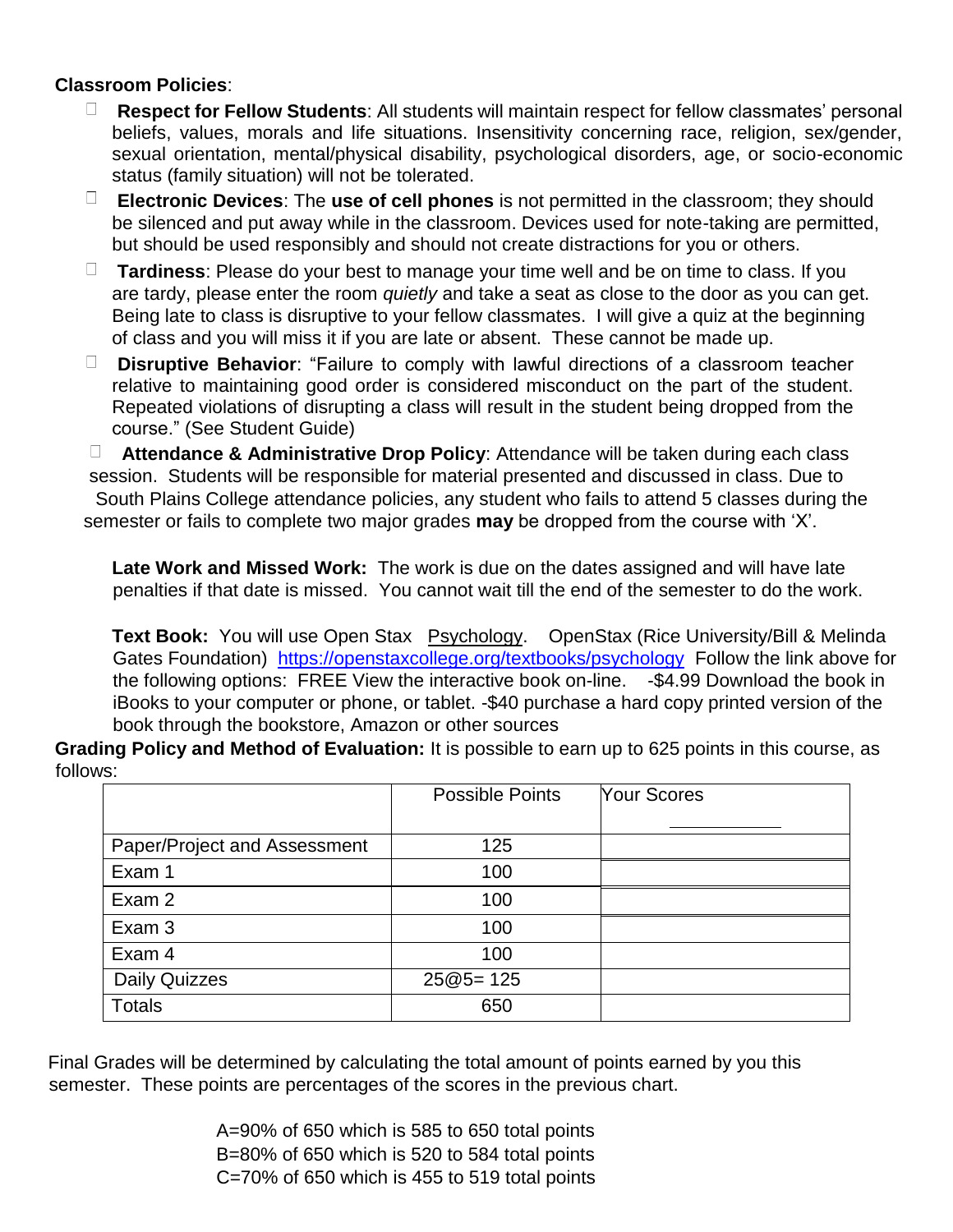**Classroom Policies**:

- **Respect for Fellow Students**: All students will maintain respect for fellow classmates' personal beliefs, values, morals and life situations. Insensitivity concerning race, religion, sex/gender, sexual orientation, mental/physical disability, psychological disorders, age, or socio-economic status (family situation) will not be tolerated.
- **Electronic Devices**: The **use of cell phones** is not permitted in the classroom; they should be silenced and put away while in the classroom. Devices used for note-taking are permitted, but should be used responsibly and should not create distractions for you or others.
- **Tardiness**: Please do your best to manage your time well and be on time to class. If you are tardy, please enter the room *quietly* and take a seat as close to the door as you can get. Being late to class is disruptive to your fellow classmates. I will give a quiz at the beginning of class and you will miss it if you are late or absent. These cannot be made up.
- **Disruptive Behavior**: "Failure to comply with lawful directions of a classroom teacher relative to maintaining good order is considered misconduct on the part of the student. Repeated violations of disrupting a class will result in the student being dropped from the course." (See Student Guide)
- **Attendance & Administrative Drop Policy**: Attendance will be taken during each class session. Students will be responsible for material presented and discussed in class. Due to South Plains College attendance policies, any student who fails to attend 5 classes during the semester or fails to complete two major grades **may** be dropped from the course with 'X'.

**Late Work and Missed Work:** The work is due on the dates assigned and will have late penalties if that date is missed. You cannot wait till the end of the semester to do the work.

**Text Book:** You will use Open Stax Psychology. OpenStax (Rice University/Bill & Melinda Gates Foundation) https://openstaxcollege.org/textbooks/psychology Follow the link above for the following options: FREE View the interactive book on-line. -$4.99 Download the book in iBooks to your computer or phone, or tablet. -$40 purchase a hard copy printed version of the book through the bookstore, Amazon or other sources

**Grading Policy and Method of Evaluation:** It is possible to earn up to 625 points in this course, as follows:

| | Possible Points | Your Scores |
|---|---|---|
| Paper/Project and Assessment | 125 | |
| Exam 1 | 100 | |
| Exam 2 | 100 | |
| Exam 3 | 100 | |
| Exam 4 | 100 | |
| Daily Quizzes | 25@5= 125 | |
| Totals | 650 | |

Final Grades will be determined by calculating the total amount of points earned by you this semester. These points are percentages of the scores in the previous chart.

A=90% of 650 which is 585 to 650 total points
B=80% of 650 which is 520 to 584 total points
C=70% of 650 which is 455 to 519 total points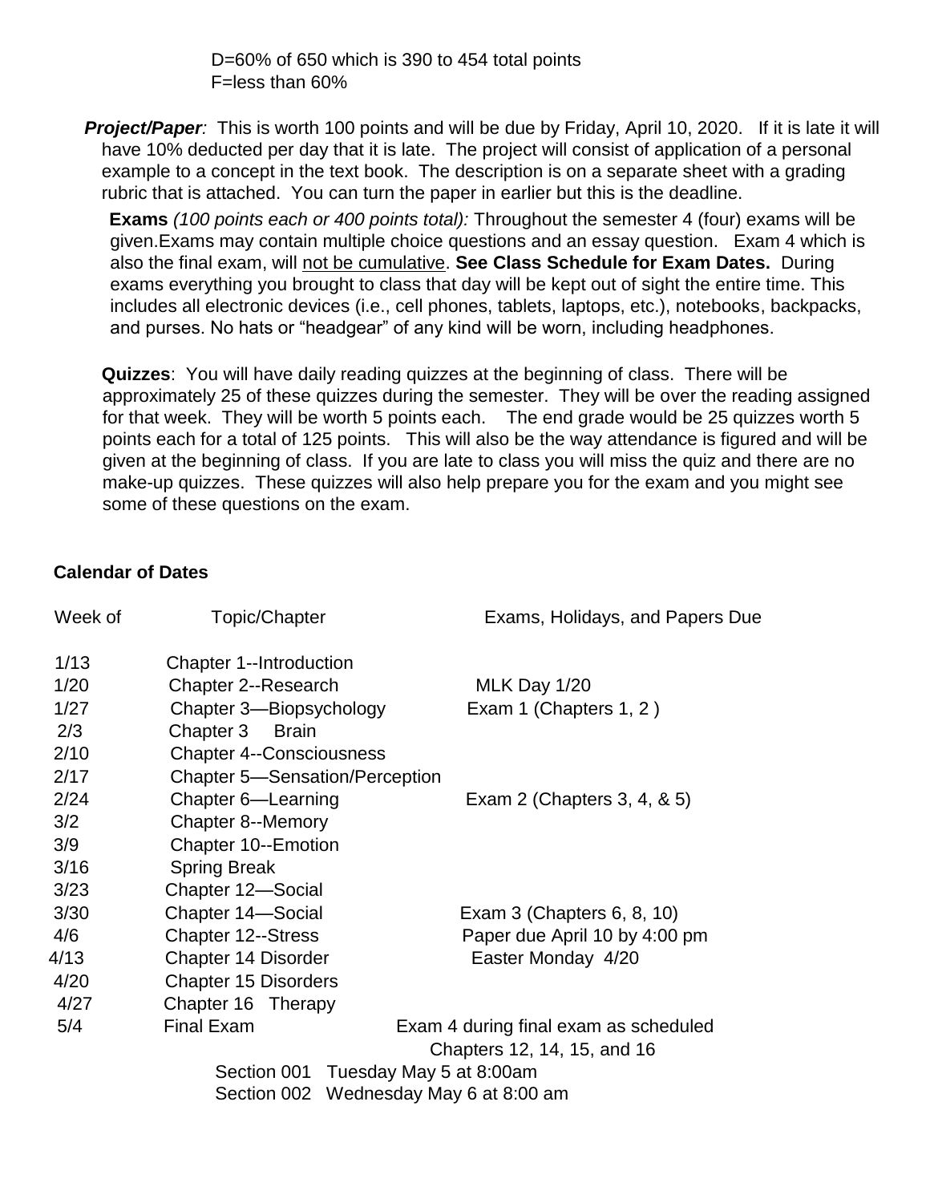D=60% of 650 which is 390 to 454 total points
F=less than 60%

***Project/Paper**:* This is worth 100 points and will be due by Friday, April 10, 2020. If it is late it will have 10% deducted per day that it is late. The project will consist of application of a personal example to a concept in the text book. The description is on a separate sheet with a grading rubric that is attached. You can turn the paper in earlier but this is the deadline.

**Exams** *(100 points each or 400 points total):* Throughout the semester 4 (four) exams will be given.Exams may contain multiple choice questions and an essay question. Exam 4 which is also the final exam, will <u>not be cumulative</u>. **See Class Schedule for Exam Dates.** During exams everything you brought to class that day will be kept out of sight the entire time. This includes all electronic devices (i.e., cell phones, tablets, laptops, etc.), notebooks, backpacks, and purses. No hats or "headgear" of any kind will be worn, including headphones.

**Quizzes**: You will have daily reading quizzes at the beginning of class. There will be approximately 25 of these quizzes during the semester. They will be over the reading assigned for that week. They will be worth 5 points each. The end grade would be 25 quizzes worth 5 points each for a total of 125 points. This will also be the way attendance is figured and will be given at the beginning of class. If you are late to class you will miss the quiz and there are no make-up quizzes. These quizzes will also help prepare you for the exam and you might see some of these questions on the exam.

**Calendar of Dates**

| Week of | Topic/Chapter | Exams, Holidays, and Papers Due |
|---|---|---|
| 1/13 | Chapter 1--Introduction | |
| 1/20 | Chapter 2--Research | MLK Day 1/20 |
| 1/27 | Chapter 3—Biopsychology | Exam 1 (Chapters 1, 2 ) |
| 2/3 | Chapter 3 Brain | |
| 2/10 | Chapter 4--Consciousness | |
| 2/17 | Chapter 5—Sensation/Perception | |
| 2/24 | Chapter 6—Learning | Exam 2 (Chapters 3, 4, & 5) |
| 3/2 | Chapter 8--Memory | |
| 3/9 | Chapter 10--Emotion | |
| 3/16 | Spring Break | |
| 3/23 | Chapter 12—Social | |
| 3/30 | Chapter 14—Social | Exam 3 (Chapters 6, 8, 10) |
| 4/6 | Chapter 12--Stress | Paper due April 10 by 4:00 pm |
| 4/13 | Chapter 14 Disorder | Easter Monday 4/20 |
| 4/20 | Chapter 15 Disorders | |
| 4/27 | Chapter 16 Therapy | |
| 5/4 | Final Exam | Exam 4 during final exam as scheduled Chapters 12, 14, 15, and 16 |

Section 001 Tuesday May 5 at 8:00am
Section 002 Wednesday May 6 at 8:00 am